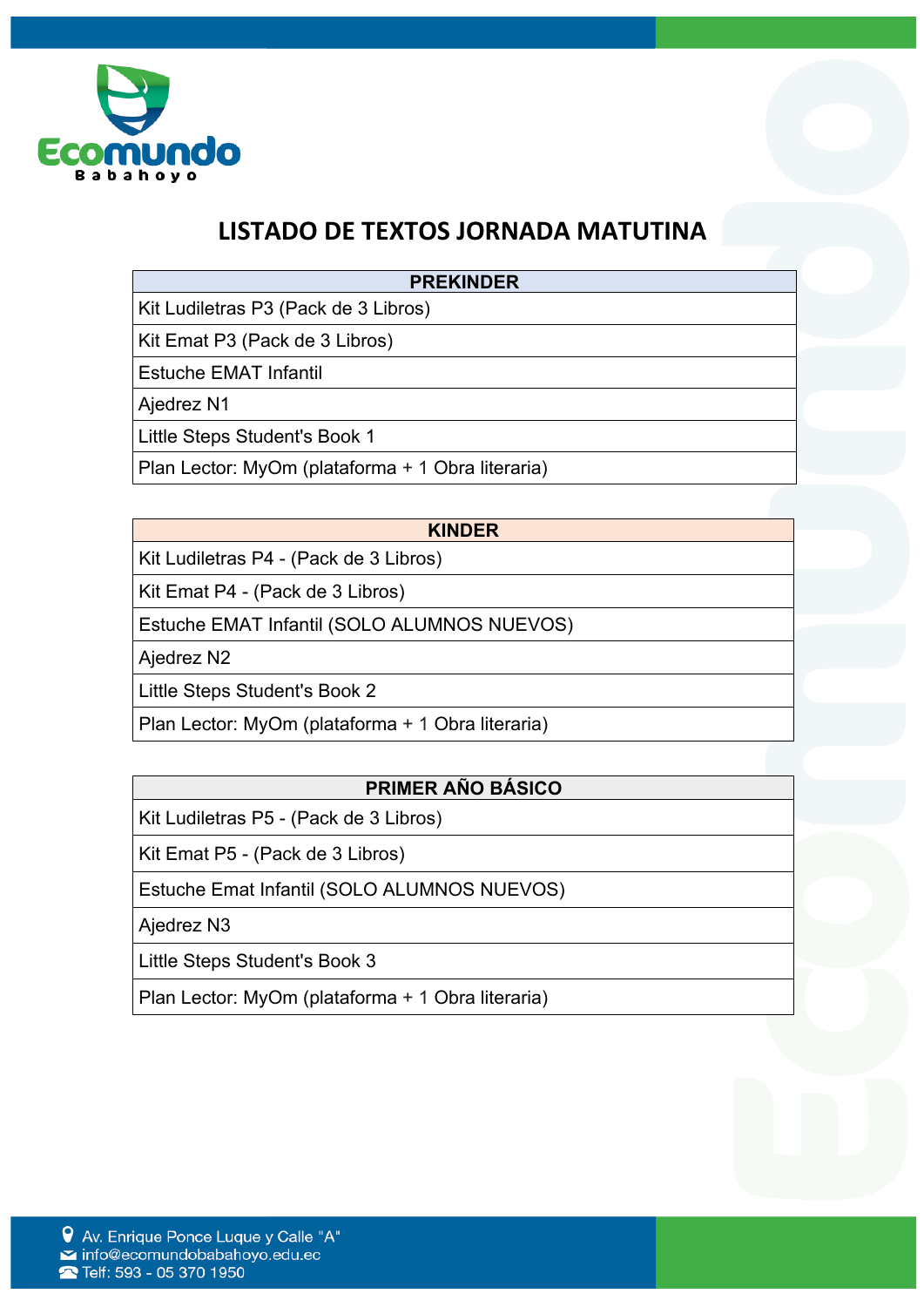Ecomundo
Babahoyo

# LISTADO DE TEXTOS JORNADA MATUTINA

| PREKINDER |
| --- |
| Kit Ludiletras P3 (Pack de 3 Libros) |
| Kit Emat P3 (Pack de 3 Libros) |
| Estuche EMAT Infantil |
| Ajedrez N1 |
| Little Steps Student's Book 1 |
| Plan Lector: MyOm (plataforma + 1 Obra literaria) |

| KINDER |
| --- |
| Kit Ludiletras P4 - (Pack de 3 Libros) |
| Kit Emat P4 - (Pack de 3 Libros) |
| Estuche EMAT Infantil (SOLO ALUMNOS NUEVOS) |
| Ajedrez N2 |
| Little Steps Student's Book 2 |
| Plan Lector: MyOm (plataforma + 1 Obra literaria) |

| PRIMER AÑO BÁSICO |
| --- |
| Kit Ludiletras P5 - (Pack de 3 Libros) |
| Kit Emat P5 - (Pack de 3 Libros) |
| Estuche Emat Infantil (SOLO ALUMNOS NUEVOS) |
| Ajedrez N3 |
| Little Steps Student's Book 3 |
| Plan Lector: MyOm (plataforma + 1 Obra literaria) |

Av. Enrique Ponce Luque y Calle "A"
info@ecomundobabahoyo.edu.ec
Telf: 593 - 05 370 1950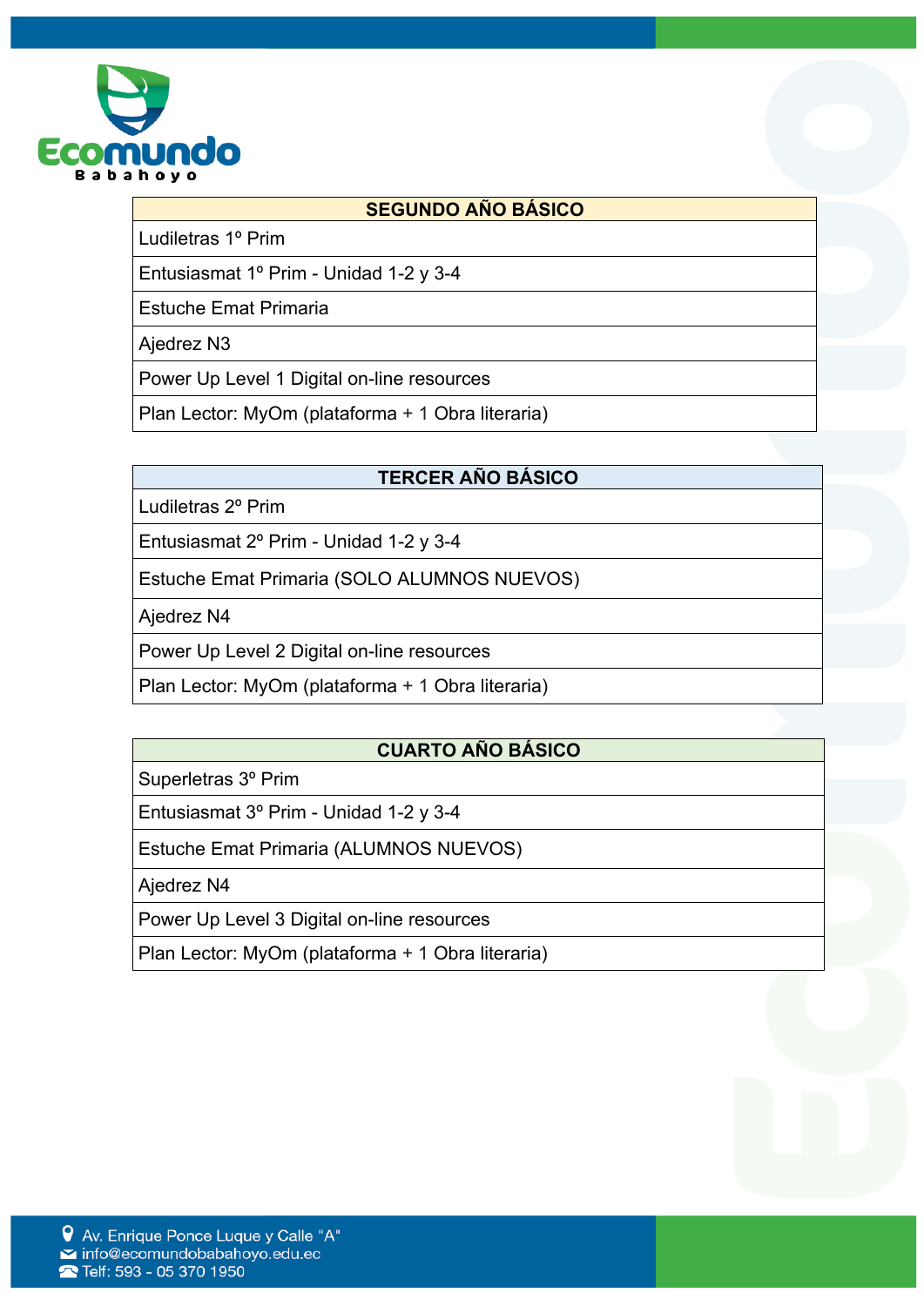| SEGUNDO AÑO BÁSICO |
| --- |
| Ludiletras 1º Prim |
| Entusiasmat 1º Prim - Unidad 1-2 y 3-4 |
| Estuche Emat Primaria |
| Ajedrez N3 |
| Power Up Level 1 Digital on-line resources |
| Plan Lector: MyOm (plataforma + 1 Obra literaria) |

| TERCER AÑO BÁSICO |
| --- |
| Ludiletras 2º Prim |
| Entusiasmat 2º Prim - Unidad 1-2 y 3-4 |
| Estuche Emat Primaria (SOLO ALUMNOS NUEVOS) |
| Ajedrez N4 |
| Power Up Level 2 Digital on-line resources |
| Plan Lector: MyOm (plataforma + 1 Obra literaria) |

| CUARTO AÑO BÁSICO |
| --- |
| Superletras 3º Prim |
| Entusiasmat 3º Prim - Unidad 1-2 y 3-4 |
| Estuche Emat Primaria (ALUMNOS NUEVOS) |
| Ajedrez N4 |
| Power Up Level 3 Digital on-line resources |
| Plan Lector: MyOm (plataforma + 1 Obra literaria) |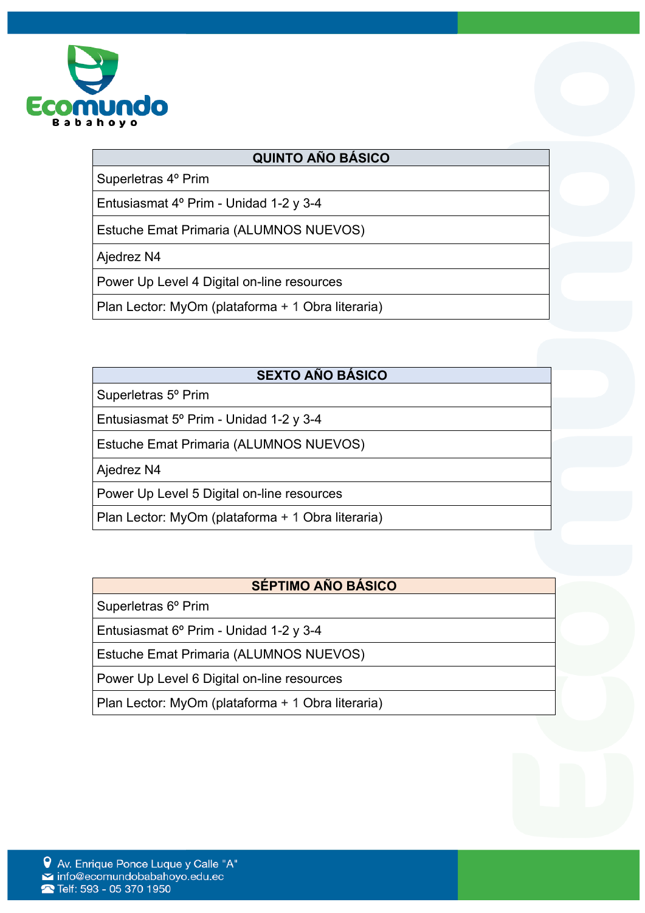| QUINTO AÑO BÁSICO |
| --- |
| Superletras 4º Prim |
| Entusiasmat 4º Prim - Unidad 1-2 y 3-4 |
| Estuche Emat Primaria (ALUMNOS NUEVOS) |
| Ajedrez N4 |
| Power Up Level 4 Digital on-line resources |
| Plan Lector: MyOm (plataforma + 1 Obra literaria) |

| SEXTO AÑO BÁSICO |
| --- |
| Superletras 5º Prim |
| Entusiasmat 5º Prim - Unidad 1-2 y 3-4 |
| Estuche Emat Primaria (ALUMNOS NUEVOS) |
| Ajedrez N4 |
| Power Up Level 5 Digital on-line resources |
| Plan Lector: MyOm (plataforma + 1 Obra literaria) |

| SÉPTIMO AÑO BÁSICO |
| --- |
| Superletras 6º Prim |
| Entusiasmat 6º Prim - Unidad 1-2 y 3-4 |
| Estuche Emat Primaria (ALUMNOS NUEVOS) |
| Power Up Level 6 Digital on-line resources |
| Plan Lector: MyOm (plataforma + 1 Obra literaria) |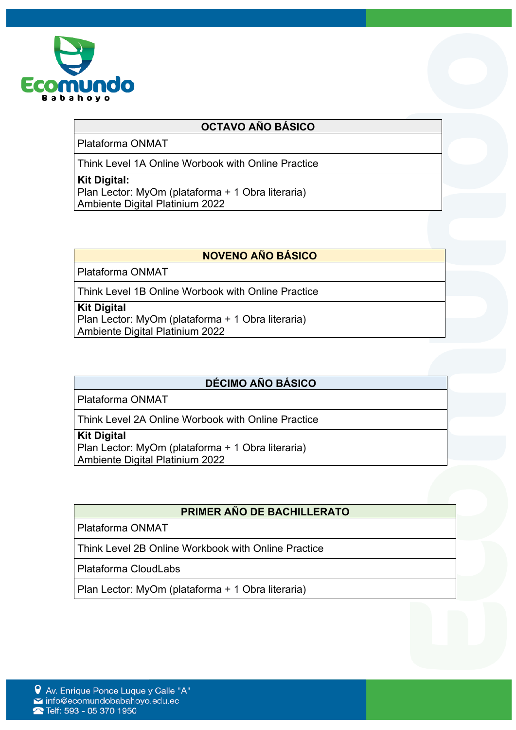| OCTAVO AÑO BÁSICO |
| --- |
| Plataforma ONMAT |
| Think Level 1A Online Worbook with Online Practice |
| **Kit Digital:**<br>Plan Lector: MyOm (plataforma + 1 Obra literaria)<br>Ambiente Digital Platinium 2022 |

| NOVENO AÑO BÁSICO |
| --- |
| Plataforma ONMAT |
| Think Level 1B Online Worbook with Online Practice |
| **Kit Digital**<br>Plan Lector: MyOm (plataforma + 1 Obra literaria)<br>Ambiente Digital Platinium 2022 |

| DÉCIMO AÑO BÁSICO |
| --- |
| Plataforma ONMAT |
| Think Level 2A Online Worbook with Online Practice |
| **Kit Digital**<br>Plan Lector: MyOm (plataforma + 1 Obra literaria)<br>Ambiente Digital Platinium 2022 |

| PRIMER AÑO DE BACHILLERATO |
| --- |
| Plataforma ONMAT |
| Think Level 2B Online Workbook with Online Practice |
| Plataforma CloudLabs |
| Plan Lector: MyOm (plataforma + 1 Obra literaria) |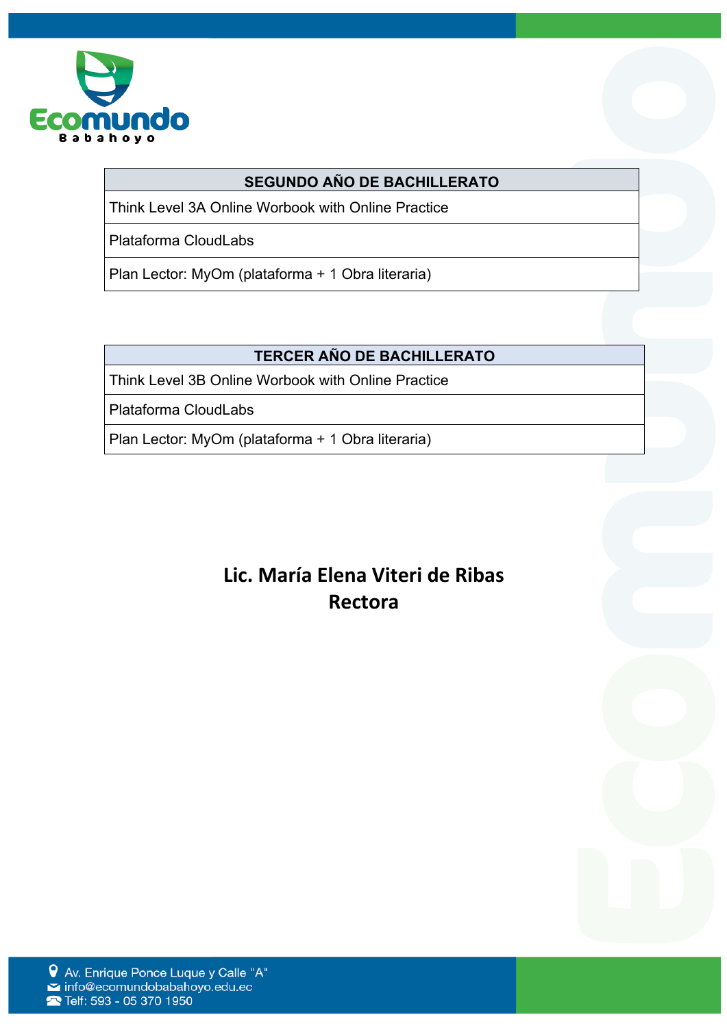| SEGUNDO AÑO DE BACHILLERATO |
| --- |
| Think Level 3A Online Worbook with Online Practice |
| Plataforma CloudLabs |
| Plan Lector: MyOm (plataforma + 1 Obra literaria) |

| TERCER AÑO DE BACHILLERATO |
| --- |
| Think Level 3B Online Worbook with Online Practice |
| Plataforma CloudLabs |
| Plan Lector: MyOm (plataforma + 1 Obra literaria) |

**Lic. María Elena Viteri de Ribas**
**Rectora**

Av. Enrique Ponce Luque y Calle "A"
info@ecomundobabahoyo.edu.ec
Telf: 593 - 05 370 1950